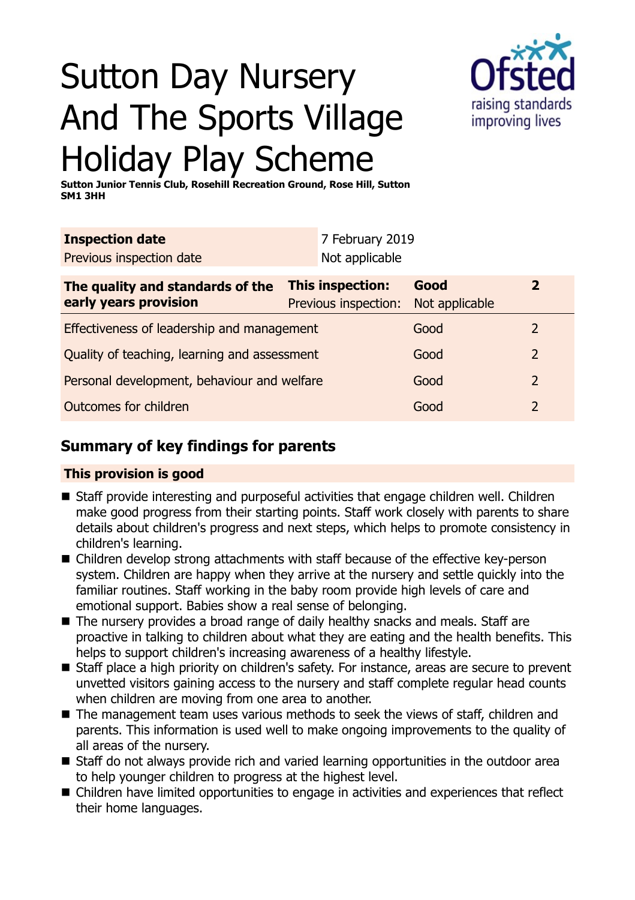# Sutton Day Nursery And The Sports Village Holiday Play Scheme

**Sutton Junior Tennis Club, Rosehill Recreation Ground, Rose Hill, Sutton SM1 3HH**

| **Inspection date** | 7 February 2019 |
|---|---|
| Previous inspection date | Not applicable |

| **The quality and standards of the early years provision** | **This inspection:** | **Good** | **2** |
|---|---|---|---|
| | Previous inspection: | Not applicable | |
| Effectiveness of leadership and management | | Good | 2 |
| Quality of teaching, learning and assessment | | Good | 2 |
| Personal development, behaviour and welfare | | Good | 2 |
| Outcomes for children | | Good | 2 |

## Summary of key findings for parents

### This provision is good

- Staff provide interesting and purposeful activities that engage children well. Children make good progress from their starting points. Staff work closely with parents to share details about children's progress and next steps, which helps to promote consistency in children's learning.
- Children develop strong attachments with staff because of the effective key-person system. Children are happy when they arrive at the nursery and settle quickly into the familiar routines. Staff working in the baby room provide high levels of care and emotional support. Babies show a real sense of belonging.
- The nursery provides a broad range of daily healthy snacks and meals. Staff are proactive in talking to children about what they are eating and the health benefits. This helps to support children's increasing awareness of a healthy lifestyle.
- Staff place a high priority on children's safety. For instance, areas are secure to prevent unvetted visitors gaining access to the nursery and staff complete regular head counts when children are moving from one area to another.
- The management team uses various methods to seek the views of staff, children and parents. This information is used well to make ongoing improvements to the quality of all areas of the nursery.
- Staff do not always provide rich and varied learning opportunities in the outdoor area to help younger children to progress at the highest level.
- Children have limited opportunities to engage in activities and experiences that reflect their home languages.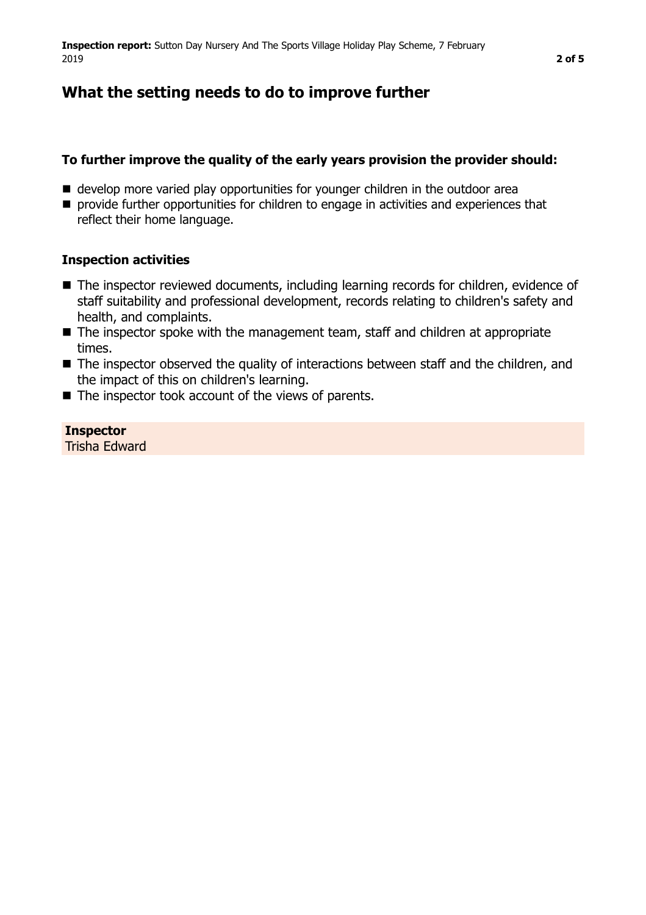## What the setting needs to do to improve further

### To further improve the quality of the early years provision the provider should:

- develop more varied play opportunities for younger children in the outdoor area
- provide further opportunities for children to engage in activities and experiences that reflect their home language.

### Inspection activities

- The inspector reviewed documents, including learning records for children, evidence of staff suitability and professional development, records relating to children's safety and health, and complaints.
- The inspector spoke with the management team, staff and children at appropriate times.
- The inspector observed the quality of interactions between staff and the children, and the impact of this on children's learning.
- The inspector took account of the views of parents.

**Inspector**
Trisha Edward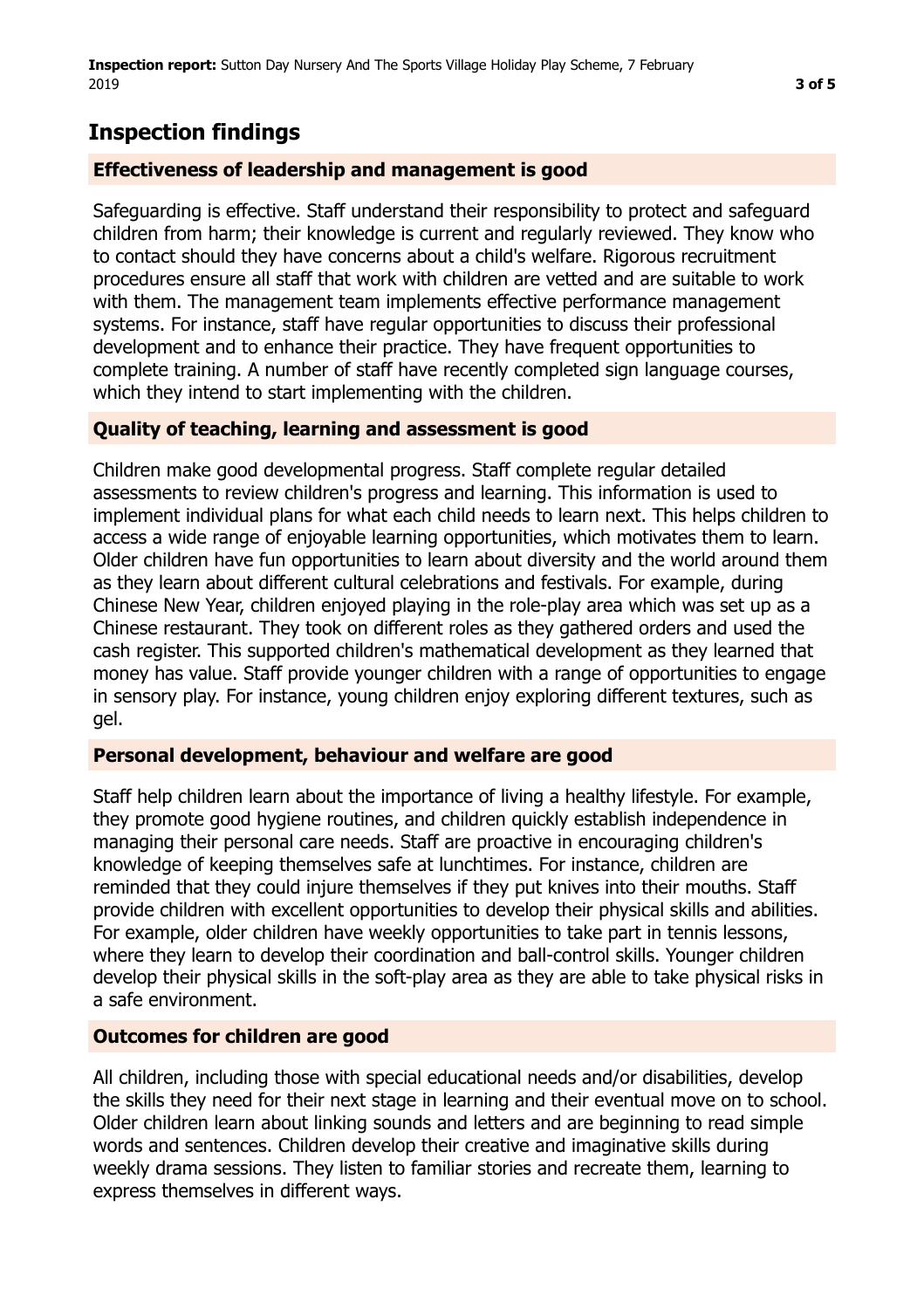## Inspection findings

### Effectiveness of leadership and management is good

Safeguarding is effective. Staff understand their responsibility to protect and safeguard children from harm; their knowledge is current and regularly reviewed. They know who to contact should they have concerns about a child's welfare. Rigorous recruitment procedures ensure all staff that work with children are vetted and are suitable to work with them. The management team implements effective performance management systems. For instance, staff have regular opportunities to discuss their professional development and to enhance their practice. They have frequent opportunities to complete training. A number of staff have recently completed sign language courses, which they intend to start implementing with the children.

### Quality of teaching, learning and assessment is good

Children make good developmental progress. Staff complete regular detailed assessments to review children's progress and learning. This information is used to implement individual plans for what each child needs to learn next. This helps children to access a wide range of enjoyable learning opportunities, which motivates them to learn. Older children have fun opportunities to learn about diversity and the world around them as they learn about different cultural celebrations and festivals. For example, during Chinese New Year, children enjoyed playing in the role-play area which was set up as a Chinese restaurant. They took on different roles as they gathered orders and used the cash register. This supported children's mathematical development as they learned that money has value. Staff provide younger children with a range of opportunities to engage in sensory play. For instance, young children enjoy exploring different textures, such as gel.

### Personal development, behaviour and welfare are good

Staff help children learn about the importance of living a healthy lifestyle. For example, they promote good hygiene routines, and children quickly establish independence in managing their personal care needs. Staff are proactive in encouraging children's knowledge of keeping themselves safe at lunchtimes. For instance, children are reminded that they could injure themselves if they put knives into their mouths. Staff provide children with excellent opportunities to develop their physical skills and abilities. For example, older children have weekly opportunities to take part in tennis lessons, where they learn to develop their coordination and ball-control skills. Younger children develop their physical skills in the soft-play area as they are able to take physical risks in a safe environment.

### Outcomes for children are good

All children, including those with special educational needs and/or disabilities, develop the skills they need for their next stage in learning and their eventual move on to school. Older children learn about linking sounds and letters and are beginning to read simple words and sentences. Children develop their creative and imaginative skills during weekly drama sessions. They listen to familiar stories and recreate them, learning to express themselves in different ways.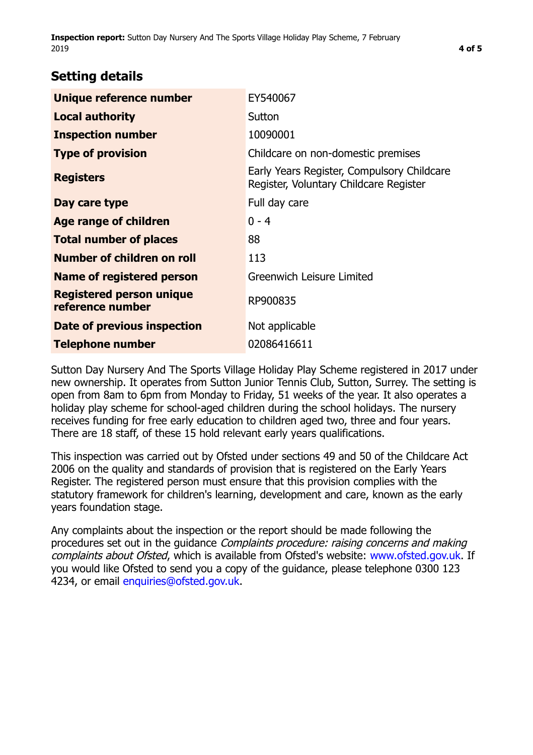## Setting details

| | |
|---|---|
| **Unique reference number** | EY540067 |
| **Local authority** | Sutton |
| **Inspection number** | 10090001 |
| **Type of provision** | Childcare on non-domestic premises |
| **Registers** | Early Years Register, Compulsory Childcare Register, Voluntary Childcare Register |
| **Day care type** | Full day care |
| **Age range of children** | 0 - 4 |
| **Total number of places** | 88 |
| **Number of children on roll** | 113 |
| **Name of registered person** | Greenwich Leisure Limited |
| **Registered person unique reference number** | RP900835 |
| **Date of previous inspection** | Not applicable |
| **Telephone number** | 02086416611 |

Sutton Day Nursery And The Sports Village Holiday Play Scheme registered in 2017 under new ownership. It operates from Sutton Junior Tennis Club, Sutton, Surrey. The setting is open from 8am to 6pm from Monday to Friday, 51 weeks of the year. It also operates a holiday play scheme for school-aged children during the school holidays. The nursery receives funding for free early education to children aged two, three and four years. There are 18 staff, of these 15 hold relevant early years qualifications.

This inspection was carried out by Ofsted under sections 49 and 50 of the Childcare Act 2006 on the quality and standards of provision that is registered on the Early Years Register. The registered person must ensure that this provision complies with the statutory framework for children's learning, development and care, known as the early years foundation stage.

Any complaints about the inspection or the report should be made following the procedures set out in the guidance *Complaints procedure: raising concerns and making complaints about Ofsted*, which is available from Ofsted's website: www.ofsted.gov.uk. If you would like Ofsted to send you a copy of the guidance, please telephone 0300 123 4234, or email enquiries@ofsted.gov.uk.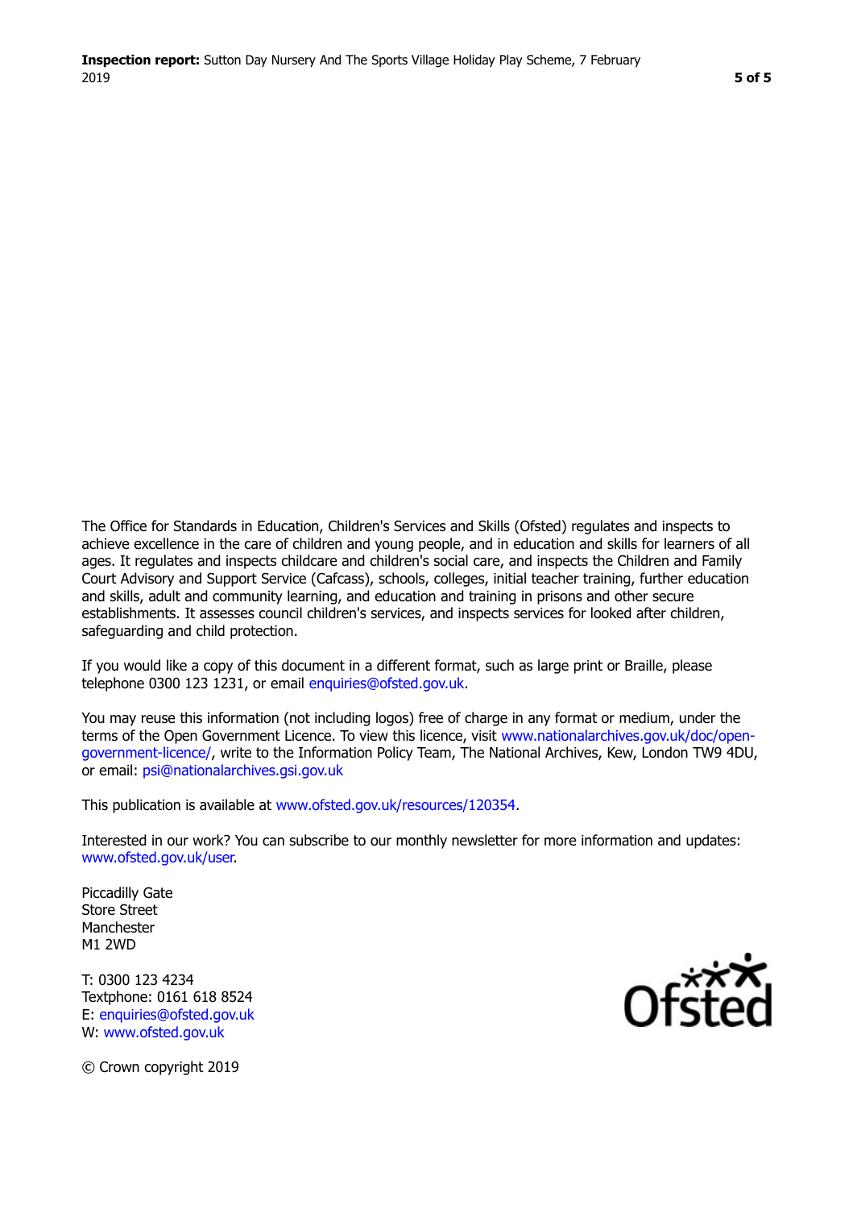The Office for Standards in Education, Children's Services and Skills (Ofsted) regulates and inspects to achieve excellence in the care of children and young people, and in education and skills for learners of all ages. It regulates and inspects childcare and children's social care, and inspects the Children and Family Court Advisory and Support Service (Cafcass), schools, colleges, initial teacher training, further education and skills, adult and community learning, and education and training in prisons and other secure establishments. It assesses council children's services, and inspects services for looked after children, safeguarding and child protection.

If you would like a copy of this document in a different format, such as large print or Braille, please telephone 0300 123 1231, or email enquiries@ofsted.gov.uk.

You may reuse this information (not including logos) free of charge in any format or medium, under the terms of the Open Government Licence. To view this licence, visit www.nationalarchives.gov.uk/doc/open-government-licence/, write to the Information Policy Team, The National Archives, Kew, London TW9 4DU, or email: psi@nationalarchives.gsi.gov.uk

This publication is available at www.ofsted.gov.uk/resources/120354.

Interested in our work? You can subscribe to our monthly newsletter for more information and updates: www.ofsted.gov.uk/user.

Piccadilly Gate
Store Street
Manchester
M1 2WD

T: 0300 123 4234
Textphone: 0161 618 8524
E: enquiries@ofsted.gov.uk
W: www.ofsted.gov.uk

© Crown copyright 2019